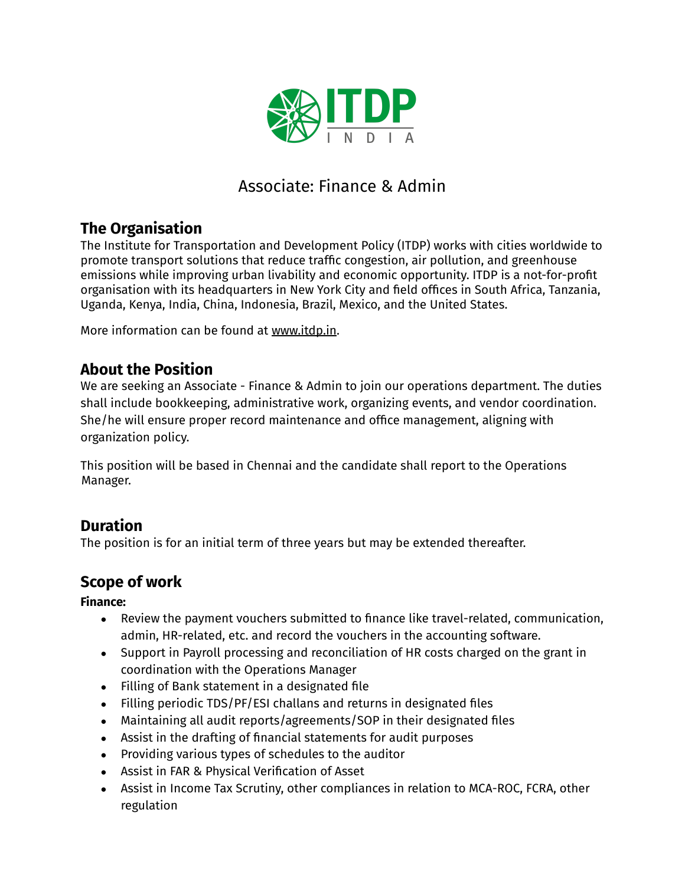ITDP INDIA

# Associate: Finance & Admin

## The Organisation

The Institute for Transportation and Development Policy (ITDP) works with cities worldwide to promote transport solutions that reduce traffic congestion, air pollution, and greenhouse emissions while improving urban livability and economic opportunity. ITDP is a not-for-profit organisation with its headquarters in New York City and field offices in South Africa, Tanzania, Uganda, Kenya, India, China, Indonesia, Brazil, Mexico, and the United States.

More information can be found at www.itdp.in.

## About the Position

We are seeking an Associate - Finance & Admin to join our operations department. The duties shall include bookkeeping, administrative work, organizing events, and vendor coordination. She/he will ensure proper record maintenance and office management, aligning with organization policy.

This position will be based in Chennai and the candidate shall report to the Operations Manager.

## Duration

The position is for an initial term of three years but may be extended thereafter.

## Scope of work

**Finance:**

- Review the payment vouchers submitted to finance like travel-related, communication, admin, HR-related, etc. and record the vouchers in the accounting software.
- Support in Payroll processing and reconciliation of HR costs charged on the grant in coordination with the Operations Manager
- Filling of Bank statement in a designated file
- Filling periodic TDS/PF/ESI challans and returns in designated files
- Maintaining all audit reports/agreements/SOP in their designated files
- Assist in the drafting of financial statements for audit purposes
- Providing various types of schedules to the auditor
- Assist in FAR & Physical Verification of Asset
- Assist in Income Tax Scrutiny, other compliances in relation to MCA-ROC, FCRA, other regulation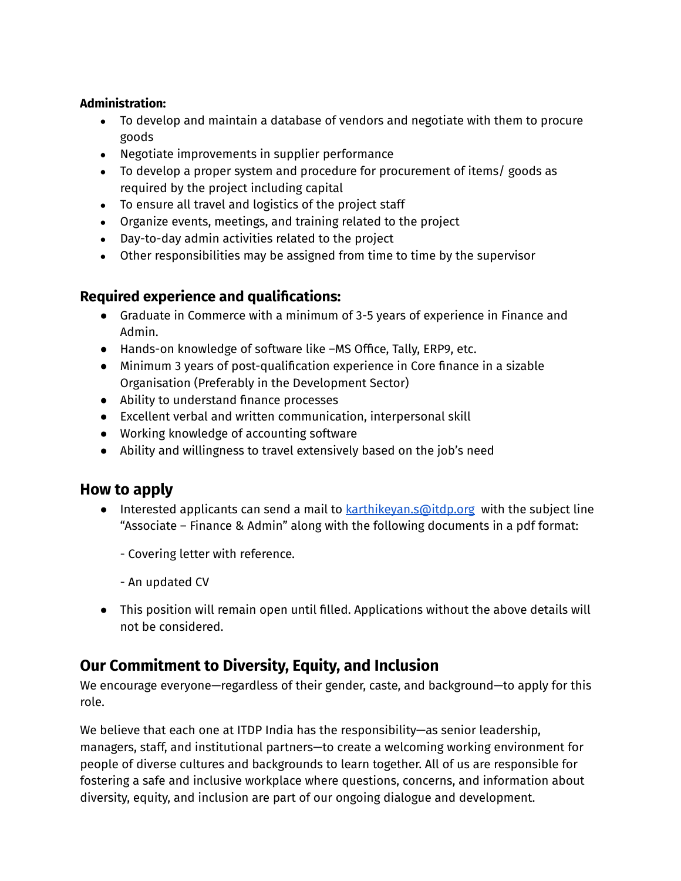**Administration:**

- To develop and maintain a database of vendors and negotiate with them to procure goods
- Negotiate improvements in supplier performance
- To develop a proper system and procedure for procurement of items/ goods as required by the project including capital
- To ensure all travel and logistics of the project staff
- Organize events, meetings, and training related to the project
- Day-to-day admin activities related to the project
- Other responsibilities may be assigned from time to time by the supervisor

## Required experience and qualifications:

- Graduate in Commerce with a minimum of 3-5 years of experience in Finance and Admin.
- Hands-on knowledge of software like –MS Office, Tally, ERP9, etc.
- Minimum 3 years of post-qualification experience in Core finance in a sizable Organisation (Preferably in the Development Sector)
- Ability to understand finance processes
- Excellent verbal and written communication, interpersonal skill
- Working knowledge of accounting software
- Ability and willingness to travel extensively based on the job's need

## How to apply

- Interested applicants can send a mail to [karthikeyan.s@itdp.org](mailto:karthikeyan.s@itdp.org) with the subject line "Associate – Finance & Admin" along with the following documents in a pdf format:

  - Covering letter with reference.

  - An updated CV

- This position will remain open until filled. Applications without the above details will not be considered.

## Our Commitment to Diversity, Equity, and Inclusion

We encourage everyone—regardless of their gender, caste, and background—to apply for this role.

We believe that each one at ITDP India has the responsibility—as senior leadership, managers, staff, and institutional partners—to create a welcoming working environment for people of diverse cultures and backgrounds to learn together. All of us are responsible for fostering a safe and inclusive workplace where questions, concerns, and information about diversity, equity, and inclusion are part of our ongoing dialogue and development.